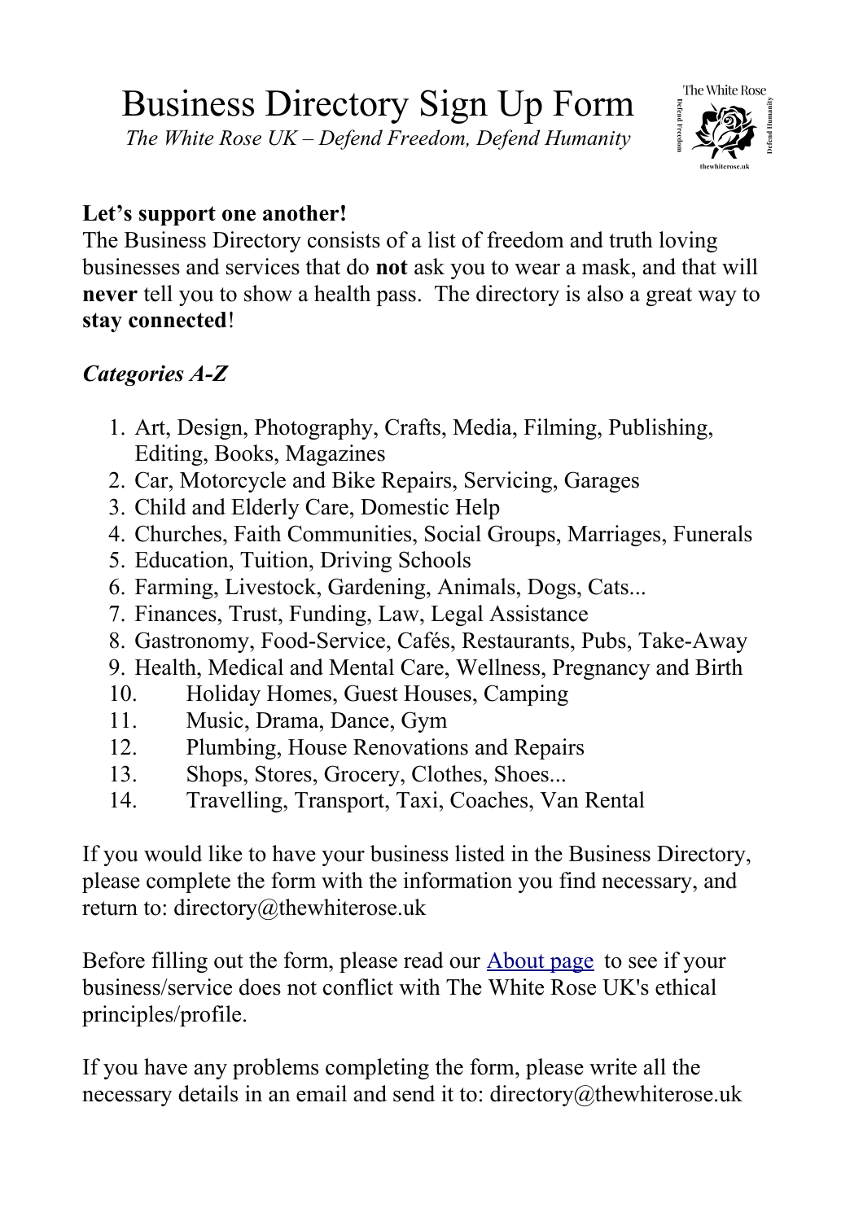# Business Directory Sign Up Form

*The White Rose UK – Defend Freedom, Defend Humanity*

**Let's support one another!**
The Business Directory consists of a list of freedom and truth loving businesses and services that do **not** ask you to wear a mask, and that will **never** tell you to show a health pass. The directory is also a great way to **stay connected**!

***Categories A-Z***

1. Art, Design, Photography, Crafts, Media, Filming, Publishing, Editing, Books, Magazines
2. Car, Motorcycle and Bike Repairs, Servicing, Garages
3. Child and Elderly Care, Domestic Help
4. Churches, Faith Communities, Social Groups, Marriages, Funerals
5. Education, Tuition, Driving Schools
6. Farming, Livestock, Gardening, Animals, Dogs, Cats...
7. Finances, Trust, Funding, Law, Legal Assistance
8. Gastronomy, Food-Service, Cafés, Restaurants, Pubs, Take-Away
9. Health, Medical and Mental Care, Wellness, Pregnancy and Birth
10. Holiday Homes, Guest Houses, Camping
11. Music, Drama, Dance, Gym
12. Plumbing, House Renovations and Repairs
13. Shops, Stores, Grocery, Clothes, Shoes...
14. Travelling, Transport, Taxi, Coaches, Van Rental

If you would like to have your business listed in the Business Directory, please complete the form with the information you find necessary, and return to: directory@thewhiterose.uk

Before filling out the form, please read our About page to see if your business/service does not conflict with The White Rose UK's ethical principles/profile.

If you have any problems completing the form, please write all the necessary details in an email and send it to: directory@thewhiterose.uk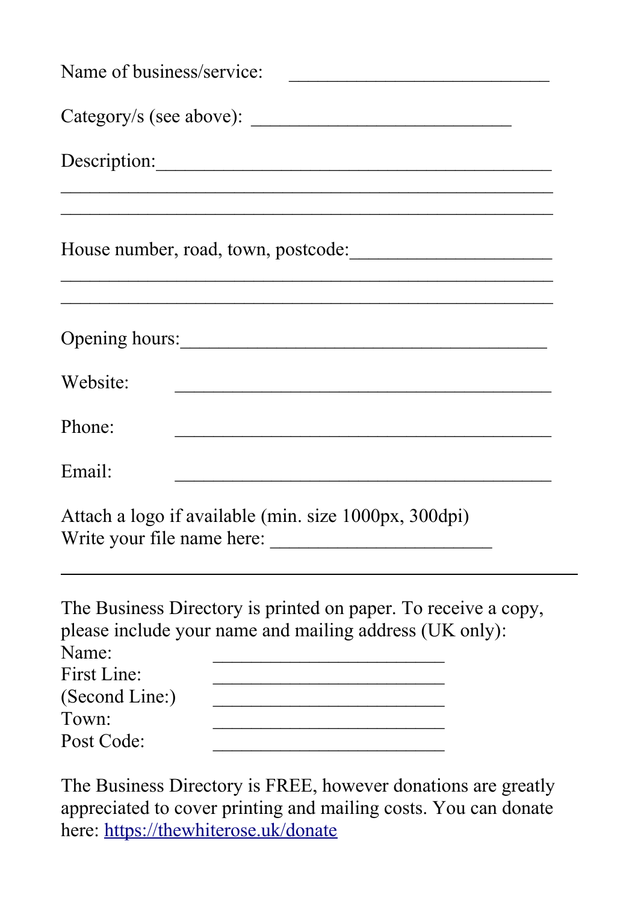Name of business/service: ____________________________

Category/s (see above): ____________________________

Description:__________________________________________
_____________________________________________________
_____________________________________________________

House number, road, town, postcode:_____________________
_____________________________________________________
_____________________________________________________

Opening hours:________________________________________

Website: ____________________________________________

Phone: ____________________________________________

Email: ____________________________________________

Attach a logo if available (min. size 1000px, 300dpi)
Write your file name here: ________________________

---

The Business Directory is printed on paper. To receive a copy, please include your name and mailing address (UK only):

Name: _________________________
First Line: _________________________
(Second Line:) _________________________
Town: _________________________
Post Code: _________________________

The Business Directory is FREE, however donations are greatly appreciated to cover printing and mailing costs. You can donate here: [https://thewhiterose.uk/donate](https://thewhiterose.uk/donate)